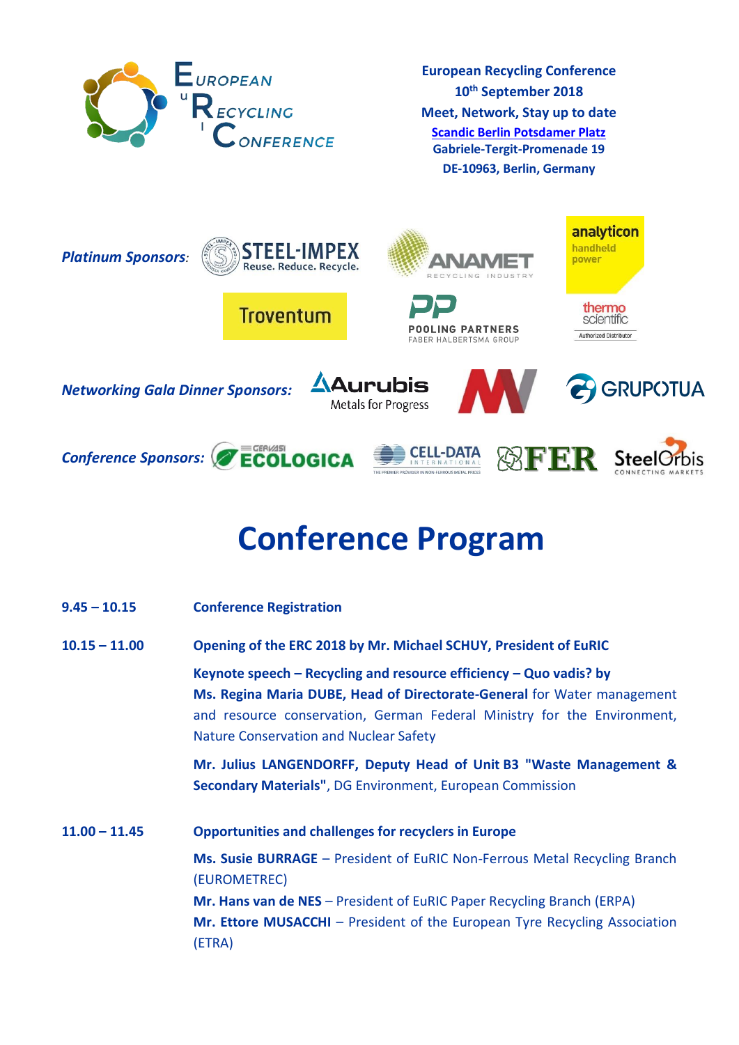European Recycling Conference
10th September 2018
Meet, Network, Stay up to date
[Scandic Berlin Potsdamer Platz]
Gabriele-Tergit-Promenade 19
DE-10963, Berlin, Germany

***Platinum Sponsors:*** STEEL-IMPEX, ANAMET, analyticon, Troventum, Pooling Partners, thermo scientific

***Networking Gala Dinner Sponsors:*** Aurubis, GRUPOTUA

***Conference Sponsors:*** Gervasi Ecologica, CELL-DATA International, FER, SteelOrbis

# Conference Program

**9.45 – 10.15** **Conference Registration**

**10.15 – 11.00** **Opening of the ERC 2018 by Mr. Michael SCHUY, President of EuRIC**

**Keynote speech – Recycling and resource efficiency – Quo vadis? by Ms. Regina Maria DUBE, Head of Directorate-General** for Water management and resource conservation, German Federal Ministry for the Environment, Nature Conservation and Nuclear Safety

**Mr. Julius LANGENDORFF, Deputy Head of Unit B3 "Waste Management & Secondary Materials"**, DG Environment, European Commission

**11.00 – 11.45** **Opportunities and challenges for recyclers in Europe**

**Ms. Susie BURRAGE** – President of EuRIC Non-Ferrous Metal Recycling Branch (EUROMETREC)
**Mr. Hans van de NES** – President of EuRIC Paper Recycling Branch (ERPA)
**Mr. Ettore MUSACCHI** – President of the European Tyre Recycling Association (ETRA)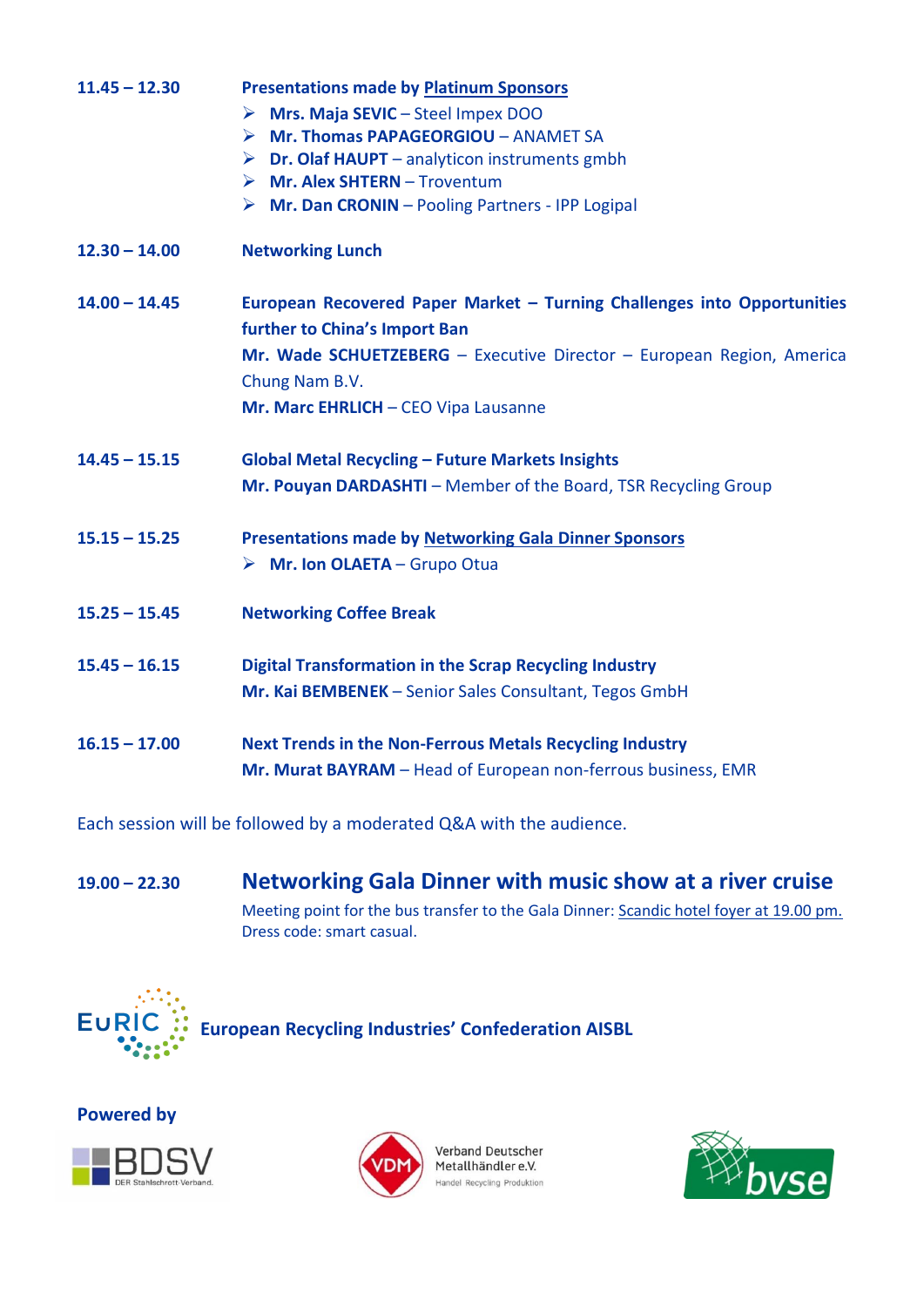**11.45 – 12.30** **Presentations made by Platinum Sponsors**

- **Mrs. Maja SEVIC** – Steel Impex DOO
- **Mr. Thomas PAPAGEORGIOU** – ANAMET SA
- **Dr. Olaf HAUPT** – analyticon instruments gmbh
- **Mr. Alex SHTERN** – Troventum
- **Mr. Dan CRONIN** – Pooling Partners - IPP Logipal

**12.30 – 14.00** **Networking Lunch**

**14.00 – 14.45** **European Recovered Paper Market – Turning Challenges into Opportunities further to China's Import Ban**

**Mr. Wade SCHUETZEBERG** – Executive Director – European Region, America Chung Nam B.V.

**Mr. Marc EHRLICH** – CEO Vipa Lausanne

**14.45 – 15.15** **Global Metal Recycling – Future Markets Insights**

**Mr. Pouyan DARDASHTI** – Member of the Board, TSR Recycling Group

**15.15 – 15.25** **Presentations made by Networking Gala Dinner Sponsors**

- **Mr. Ion OLAETA** – Grupo Otua

**15.25 – 15.45** **Networking Coffee Break**

**15.45 – 16.15** **Digital Transformation in the Scrap Recycling Industry**

**Mr. Kai BEMBENEK** – Senior Sales Consultant, Tegos GmbH

**16.15 – 17.00** **Next Trends in the Non-Ferrous Metals Recycling Industry**

**Mr. Murat BAYRAM** – Head of European non-ferrous business, EMR

Each session will be followed by a moderated Q&A with the audience.

**19.00 – 22.30** **Networking Gala Dinner with music show at a river cruise**

Meeting point for the bus transfer to the Gala Dinner: Scandic hotel foyer at 19.00 pm.
Dress code: smart casual.

EuRIC **European Recycling Industries' Confederation AISBL**

**Powered by**

BDSV DER Stahlschrott-Verband.

VDM Verband Deutscher Metallhändler e.V. Handel Recycling Produktion

bvse